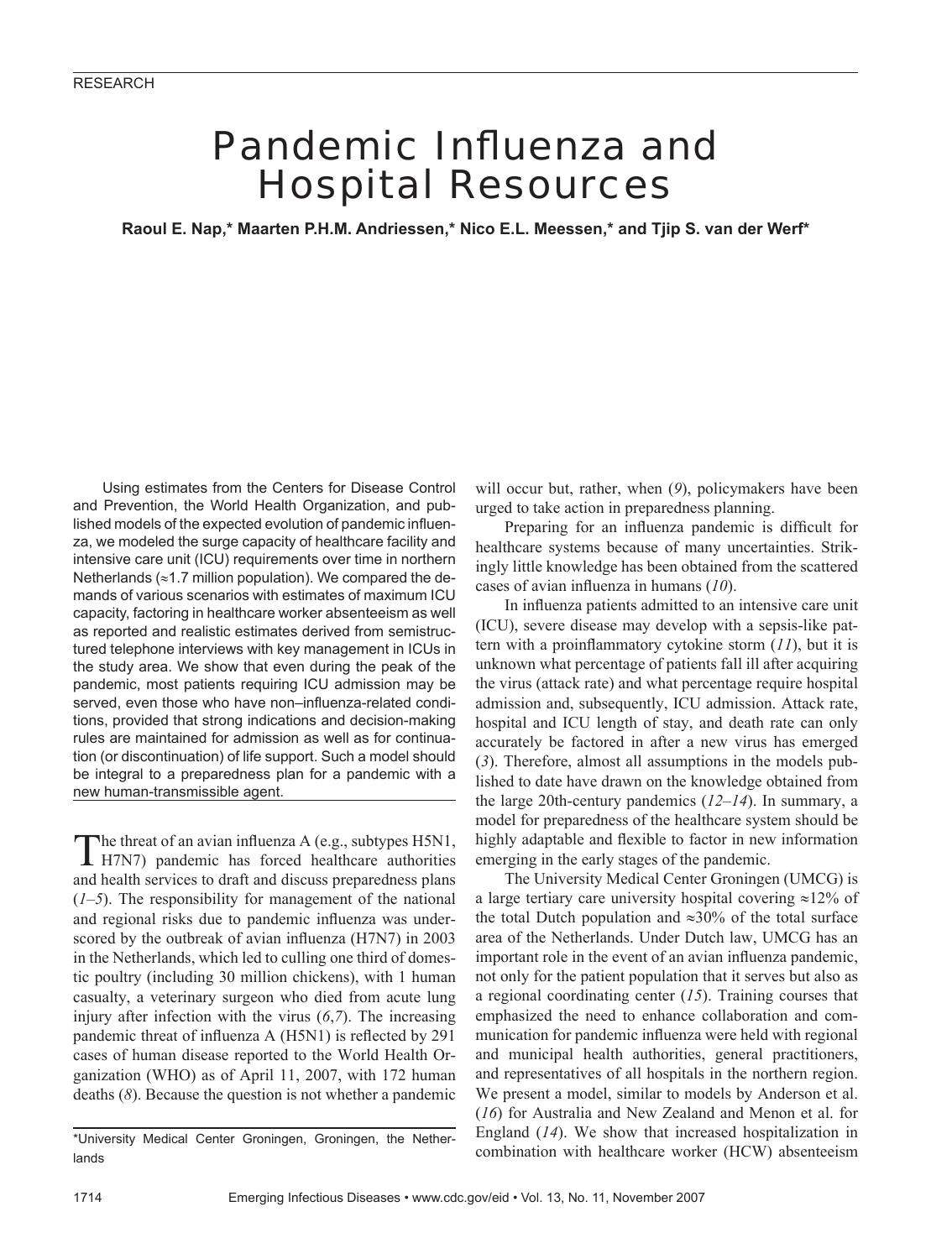# Pandemic Influenza and Hospital Resources

**Raoul E. Nap,* Maarten P.H.M. Andriessen,* Nico E.L. Meessen,* and Tjip S. van der Werf***

Using estimates from the Centers for Disease Control and Prevention, the World Health Organization, and published models of the expected evolution of pandemic influenza, we modeled the surge capacity of healthcare facility and intensive care unit (ICU) requirements over time in northern Netherlands (≈1.7 million population). We compared the demands of various scenarios with estimates of maximum ICU capacity, factoring in healthcare worker absenteeism as well as reported and realistic estimates derived from semistructured telephone interviews with key management in ICUs in the study area. We show that even during the peak of the pandemic, most patients requiring ICU admission may be served, even those who have non–influenza-related conditions, provided that strong indications and decision-making rules are maintained for admission as well as for continuation (or discontinuation) of life support. Such a model should be integral to a preparedness plan for a pandemic with a new human-transmissible agent.

The threat of an avian influenza A (e.g., subtypes H5N1, H7N7) pandemic has forced healthcare authorities and health services to draft and discuss preparedness plans (*1–5*). The responsibility for management of the national and regional risks due to pandemic influenza was underscored by the outbreak of avian influenza (H7N7) in 2003 in the Netherlands, which led to culling one third of domestic poultry (including 30 million chickens), with 1 human casualty, a veterinary surgeon who died from acute lung injury after infection with the virus (*6*,*7*). The increasing pandemic threat of influenza A (H5N1) is reflected by 291 cases of human disease reported to the World Health Organization (WHO) as of April 11, 2007, with 172 human deaths (*8*). Because the question is not whether a pandemic will occur but, rather, when (*9*), policymakers have been urged to take action in preparedness planning.

Preparing for an influenza pandemic is difficult for healthcare systems because of many uncertainties. Strikingly little knowledge has been obtained from the scattered cases of avian influenza in humans (*10*).

In influenza patients admitted to an intensive care unit (ICU), severe disease may develop with a sepsis-like pattern with a proinflammatory cytokine storm (*11*), but it is unknown what percentage of patients fall ill after acquiring the virus (attack rate) and what percentage require hospital admission and, subsequently, ICU admission. Attack rate, hospital and ICU length of stay, and death rate can only accurately be factored in after a new virus has emerged (*3*). Therefore, almost all assumptions in the models published to date have drawn on the knowledge obtained from the large 20th-century pandemics (*12–14*). In summary, a model for preparedness of the healthcare system should be highly adaptable and flexible to factor in new information emerging in the early stages of the pandemic.

The University Medical Center Groningen (UMCG) is a large tertiary care university hospital covering ≈12% of the total Dutch population and ≈30% of the total surface area of the Netherlands. Under Dutch law, UMCG has an important role in the event of an avian influenza pandemic, not only for the patient population that it serves but also as a regional coordinating center (*15*). Training courses that emphasized the need to enhance collaboration and communication for pandemic influenza were held with regional and municipal health authorities, general practitioners, and representatives of all hospitals in the northern region. We present a model, similar to models by Anderson et al. (*16*) for Australia and New Zealand and Menon et al. for England (*14*). We show that increased hospitalization in combination with healthcare worker (HCW) absenteeism

*University Medical Center Groningen, Groningen, the Netherlands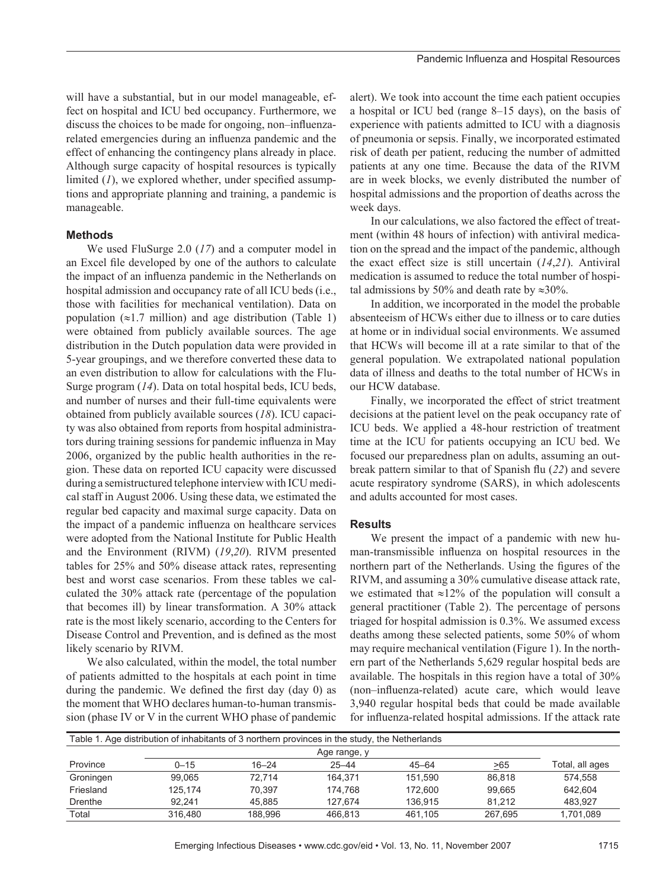will have a substantial, but in our model manageable, effect on hospital and ICU bed occupancy. Furthermore, we discuss the choices to be made for ongoing, non–influenza-related emergencies during an influenza pandemic and the effect of enhancing the contingency plans already in place. Although surge capacity of hospital resources is typically limited (*1*), we explored whether, under specified assumptions and appropriate planning and training, a pandemic is manageable.

## Methods

We used FluSurge 2.0 (*17*) and a computer model in an Excel file developed by one of the authors to calculate the impact of an influenza pandemic in the Netherlands on hospital admission and occupancy rate of all ICU beds (i.e., those with facilities for mechanical ventilation). Data on population (≈1.7 million) and age distribution (Table 1) were obtained from publicly available sources. The age distribution in the Dutch population data were provided in 5-year groupings, and we therefore converted these data to an even distribution to allow for calculations with the FluSurge program (*14*). Data on total hospital beds, ICU beds, and number of nurses and their full-time equivalents were obtained from publicly available sources (*18*). ICU capacity was also obtained from reports from hospital administrators during training sessions for pandemic influenza in May 2006, organized by the public health authorities in the region. These data on reported ICU capacity were discussed during a semistructured telephone interview with ICU medical staff in August 2006. Using these data, we estimated the regular bed capacity and maximal surge capacity. Data on the impact of a pandemic influenza on healthcare services were adopted from the National Institute for Public Health and the Environment (RIVM) (*19*,*20*). RIVM presented tables for 25% and 50% disease attack rates, representing best and worst case scenarios. From these tables we calculated the 30% attack rate (percentage of the population that becomes ill) by linear transformation. A 30% attack rate is the most likely scenario, according to the Centers for Disease Control and Prevention, and is defined as the most likely scenario by RIVM.

We also calculated, within the model, the total number of patients admitted to the hospitals at each point in time during the pandemic. We defined the first day (day 0) as the moment that WHO declares human-to-human transmission (phase IV or V in the current WHO phase of pandemic alert). We took into account the time each patient occupies a hospital or ICU bed (range 8–15 days), on the basis of experience with patients admitted to ICU with a diagnosis of pneumonia or sepsis. Finally, we incorporated estimated risk of death per patient, reducing the number of admitted patients at any one time. Because the data of the RIVM are in week blocks, we evenly distributed the number of hospital admissions and the proportion of deaths across the week days.

In our calculations, we also factored the effect of treatment (within 48 hours of infection) with antiviral medication on the spread and the impact of the pandemic, although the exact effect size is still uncertain (*14*,*21*). Antiviral medication is assumed to reduce the total number of hospital admissions by 50% and death rate by ≈30%.

In addition, we incorporated in the model the probable absenteeism of HCWs either due to illness or to care duties at home or in individual social environments. We assumed that HCWs will become ill at a rate similar to that of the general population. We extrapolated national population data of illness and deaths to the total number of HCWs in our HCW database.

Finally, we incorporated the effect of strict treatment decisions at the patient level on the peak occupancy rate of ICU beds. We applied a 48-hour restriction of treatment time at the ICU for patients occupying an ICU bed. We focused our preparedness plan on adults, assuming an outbreak pattern similar to that of Spanish flu (*22*) and severe acute respiratory syndrome (SARS), in which adolescents and adults accounted for most cases.

## Results

We present the impact of a pandemic with new human-transmissible influenza on hospital resources in the northern part of the Netherlands. Using the figures of the RIVM, and assuming a 30% cumulative disease attack rate, we estimated that ≈12% of the population will consult a general practitioner (Table 2). The percentage of persons triaged for hospital admission is 0.3%. We assumed excess deaths among these selected patients, some 50% of whom may require mechanical ventilation (Figure 1). In the northern part of the Netherlands 5,629 regular hospital beds are available. The hospitals in this region have a total of 30% (non–influenza-related) acute care, which would leave 3,940 regular hospital beds that could be made available for influenza-related hospital admissions. If the attack rate

Table 1. Age distribution of inhabitants of 3 northern provinces in the study, the Netherlands

| Province | Age range, y | | | | | Total, all ages |
|---|---|---|---|---|---|---|
| | 0–15 | 16–24 | 25–44 | 45–64 | ≥65 | |
| Groningen | 99,065 | 72,714 | 164,371 | 151,590 | 86,818 | 574,558 |
| Friesland | 125,174 | 70,397 | 174,768 | 172,600 | 99,665 | 642,604 |
| Drenthe | 92,241 | 45,885 | 127,674 | 136,915 | 81,212 | 483,927 |
| Total | 316,480 | 188,996 | 466,813 | 461,105 | 267,695 | 1,701,089 |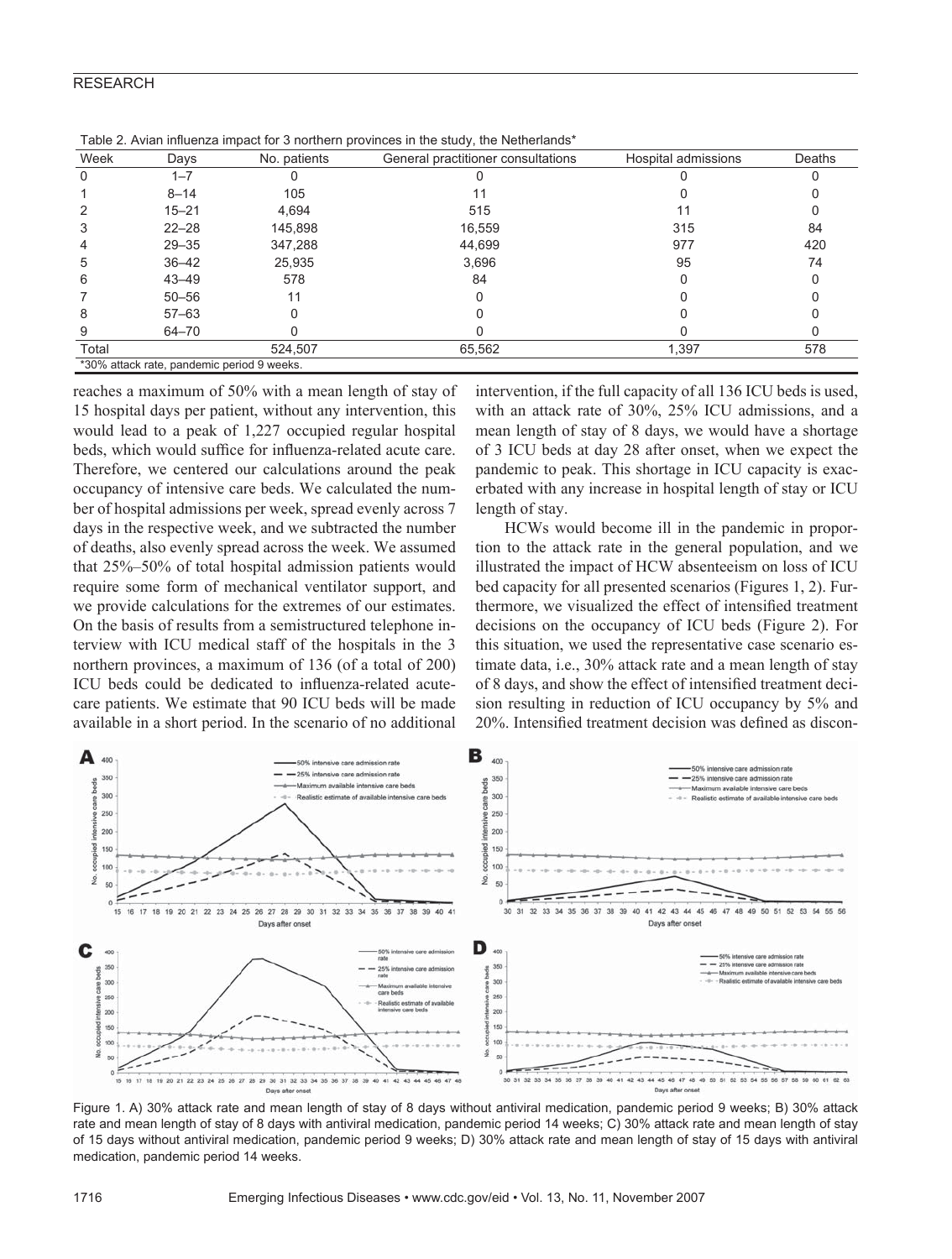Table 2. Avian influenza impact for 3 northern provinces in the study, the Netherlands*

| Week | Days | No. patients | General practitioner consultations | Hospital admissions | Deaths |
|---|---|---|---|---|---|
| 0 | 1–7 | 0 | 0 | 0 | 0 |
| 1 | 8–14 | 105 | 11 | 0 | 0 |
| 2 | 15–21 | 4,694 | 515 | 11 | 0 |
| 3 | 22–28 | 145,898 | 16,559 | 315 | 84 |
| 4 | 29–35 | 347,288 | 44,699 | 977 | 420 |
| 5 | 36–42 | 25,935 | 3,696 | 95 | 74 |
| 6 | 43–49 | 578 | 84 | 0 | 0 |
| 7 | 50–56 | 11 | 0 | 0 | 0 |
| 8 | 57–63 | 0 | 0 | 0 | 0 |
| 9 | 64–70 | 0 | 0 | 0 | 0 |
| Total | | 524,507 | 65,562 | 1,397 | 578 |

*30% attack rate, pandemic period 9 weeks.

reaches a maximum of 50% with a mean length of stay of 15 hospital days per patient, without any intervention, this would lead to a peak of 1,227 occupied regular hospital beds, which would suffice for influenza-related acute care. Therefore, we centered our calculations around the peak occupancy of intensive care beds. We calculated the number of hospital admissions per week, spread evenly across 7 days in the respective week, and we subtracted the number of deaths, also evenly spread across the week. We assumed that 25%–50% of total hospital admission patients would require some form of mechanical ventilator support, and we provide calculations for the extremes of our estimates. On the basis of results from a semistructured telephone interview with ICU medical staff of the hospitals in the 3 northern provinces, a maximum of 136 (of a total of 200) ICU beds could be dedicated to influenza-related acute-care patients. We estimate that 90 ICU beds will be made available in a short period. In the scenario of no additional intervention, if the full capacity of all 136 ICU beds is used, with an attack rate of 30%, 25% ICU admissions, and a mean length of stay of 8 days, we would have a shortage of 3 ICU beds at day 28 after onset, when we expect the pandemic to peak. This shortage in ICU capacity is exacerbated with any increase in hospital length of stay or ICU length of stay.

HCWs would become ill in the pandemic in proportion to the attack rate in the general population, and we illustrated the impact of HCW absenteeism on loss of ICU bed capacity for all presented scenarios (Figures 1, 2). Furthermore, we visualized the effect of intensified treatment decisions on the occupancy of ICU beds (Figure 2). For this situation, we used the representative case scenario estimate data, i.e., 30% attack rate and a mean length of stay of 8 days, and show the effect of intensified treatment decision resulting in reduction of ICU occupancy by 5% and 20%. Intensified treatment decision was defined as discon-

Figure 1. A) 30% attack rate and mean length of stay of 8 days without antiviral medication, pandemic period 9 weeks; B) 30% attack rate and mean length of stay of 8 days with antiviral medication, pandemic period 14 weeks; C) 30% attack rate and mean length of stay of 15 days without antiviral medication, pandemic period 9 weeks; D) 30% attack rate and mean length of stay of 15 days with antiviral medication, pandemic period 14 weeks.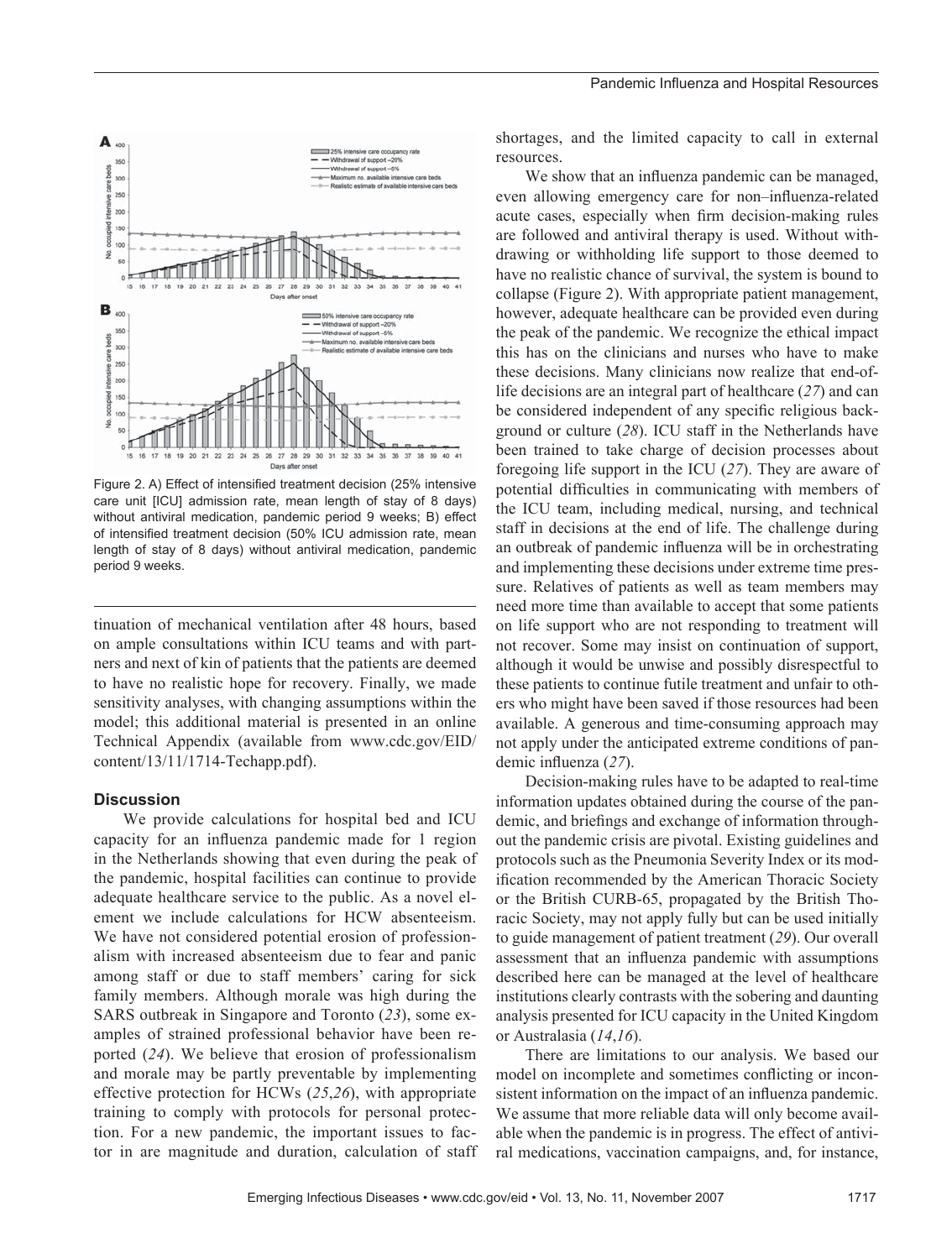Figure 2. A) Effect of intensified treatment decision (25% intensive care unit [ICU] admission rate, mean length of stay of 8 days) without antiviral medication, pandemic period 9 weeks; B) effect of intensified treatment decision (50% ICU admission rate, mean length of stay of 8 days) without antiviral medication, pandemic period 9 weeks.

tinuation of mechanical ventilation after 48 hours, based on ample consultations within ICU teams and with partners and next of kin of patients that the patients are deemed to have no realistic hope for recovery. Finally, we made sensitivity analyses, with changing assumptions within the model; this additional material is presented in an online Technical Appendix (available from www.cdc.gov/EID/content/13/11/1714-Techapp.pdf).

## Discussion

We provide calculations for hospital bed and ICU capacity for an influenza pandemic made for 1 region in the Netherlands showing that even during the peak of the pandemic, hospital facilities can continue to provide adequate healthcare service to the public. As a novel element we include calculations for HCW absenteeism. We have not considered potential erosion of professionalism with increased absenteeism due to fear and panic among staff or due to staff members' caring for sick family members. Although morale was high during the SARS outbreak in Singapore and Toronto (*23*), some examples of strained professional behavior have been reported (*24*). We believe that erosion of professionalism and morale may be partly preventable by implementing effective protection for HCWs (*25*,*26*), with appropriate training to comply with protocols for personal protection. For a new pandemic, the important issues to factor in are magnitude and duration, calculation of staff shortages, and the limited capacity to call in external resources.

We show that an influenza pandemic can be managed, even allowing emergency care for non–influenza-related acute cases, especially when firm decision-making rules are followed and antiviral therapy is used. Without withdrawing or withholding life support to those deemed to have no realistic chance of survival, the system is bound to collapse (Figure 2). With appropriate patient management, however, adequate healthcare can be provided even during the peak of the pandemic. We recognize the ethical impact this has on the clinicians and nurses who have to make these decisions. Many clinicians now realize that end-of-life decisions are an integral part of healthcare (*27*) and can be considered independent of any specific religious background or culture (*28*). ICU staff in the Netherlands have been trained to take charge of decision processes about foregoing life support in the ICU (*27*). They are aware of potential difficulties in communicating with members of the ICU team, including medical, nursing, and technical staff in decisions at the end of life. The challenge during an outbreak of pandemic influenza will be in orchestrating and implementing these decisions under extreme time pressure. Relatives of patients as well as team members may need more time than available to accept that some patients on life support who are not responding to treatment will not recover. Some may insist on continuation of support, although it would be unwise and possibly disrespectful to these patients to continue futile treatment and unfair to others who might have been saved if those resources had been available. A generous and time-consuming approach may not apply under the anticipated extreme conditions of pandemic influenza (*27*).

Decision-making rules have to be adapted to real-time information updates obtained during the course of the pandemic, and briefings and exchange of information throughout the pandemic crisis are pivotal. Existing guidelines and protocols such as the Pneumonia Severity Index or its modification recommended by the American Thoracic Society or the British CURB-65, propagated by the British Thoracic Society, may not apply fully but can be used initially to guide management of patient treatment (*29*). Our overall assessment that an influenza pandemic with assumptions described here can be managed at the level of healthcare institutions clearly contrasts with the sobering and daunting analysis presented for ICU capacity in the United Kingdom or Australasia (*14*,*16*).

There are limitations to our analysis. We based our model on incomplete and sometimes conflicting or inconsistent information on the impact of an influenza pandemic. We assume that more reliable data will only become available when the pandemic is in progress. The effect of antiviral medications, vaccination campaigns, and, for instance,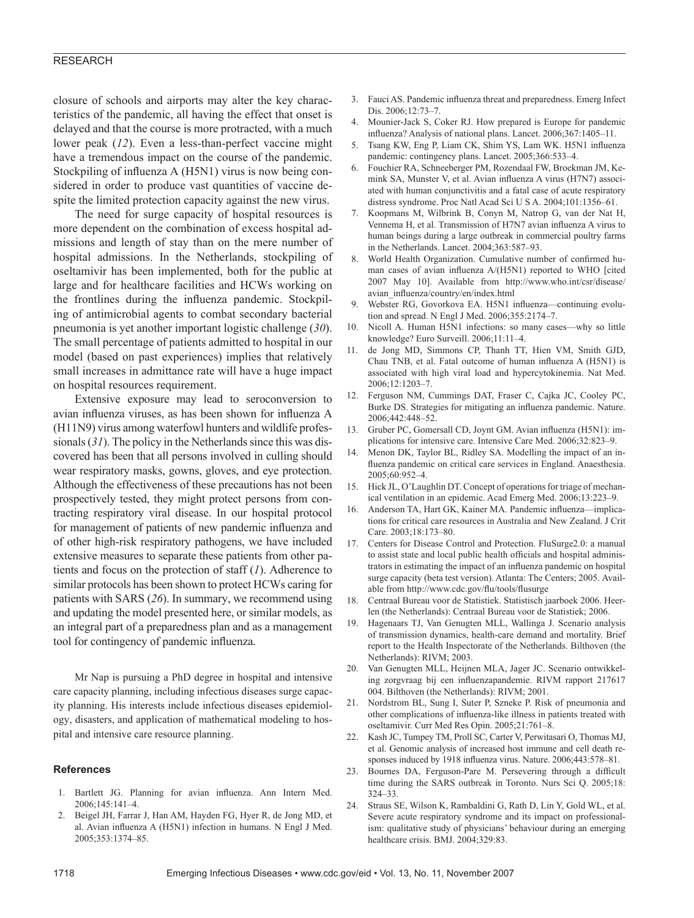closure of schools and airports may alter the key characteristics of the pandemic, all having the effect that onset is delayed and that the course is more protracted, with a much lower peak (*12*). Even a less-than-perfect vaccine might have a tremendous impact on the course of the pandemic. Stockpiling of influenza A (H5N1) virus is now being considered in order to produce vast quantities of vaccine despite the limited protection capacity against the new virus.

The need for surge capacity of hospital resources is more dependent on the combination of excess hospital admissions and length of stay than on the mere number of hospital admissions. In the Netherlands, stockpiling of oseltamivir has been implemented, both for the public at large and for healthcare facilities and HCWs working on the frontlines during the influenza pandemic. Stockpiling of antimicrobial agents to combat secondary bacterial pneumonia is yet another important logistic challenge (*30*). The small percentage of patients admitted to hospital in our model (based on past experiences) implies that relatively small increases in admittance rate will have a huge impact on hospital resources requirement.

Extensive exposure may lead to seroconversion to avian influenza viruses, as has been shown for influenza A (H11N9) virus among waterfowl hunters and wildlife professionals (*31*). The policy in the Netherlands since this was discovered has been that all persons involved in culling should wear respiratory masks, gowns, gloves, and eye protection. Although the effectiveness of these precautions has not been prospectively tested, they might protect persons from contracting respiratory viral disease. In our hospital protocol for management of patients of new pandemic influenza and of other high-risk respiratory pathogens, we have included extensive measures to separate these patients from other patients and focus on the protection of staff (*1*). Adherence to similar protocols has been shown to protect HCWs caring for patients with SARS (*26*). In summary, we recommend using and updating the model presented here, or similar models, as an integral part of a preparedness plan and as a management tool for contingency of pandemic influenza.

Mr Nap is pursuing a PhD degree in hospital and intensive care capacity planning, including infectious diseases surge capacity planning. His interests include infectious diseases epidemiology, disasters, and application of mathematical modeling to hospital and intensive care resource planning.

### References

1. Bartlett JG. Planning for avian influenza. Ann Intern Med. 2006;145:141–4.
2. Beigel JH, Farrar J, Han AM, Hayden FG, Hyer R, de Jong MD, et al. Avian influenza A (H5N1) infection in humans. N Engl J Med. 2005;353:1374–85.
3. Fauci AS. Pandemic influenza threat and preparedness. Emerg Infect Dis. 2006;12:73–7.
4. Mounier-Jack S, Coker RJ. How prepared is Europe for pandemic influenza? Analysis of national plans. Lancet. 2006;367:1405–11.
5. Tsang KW, Eng P, Liam CK, Shim YS, Lam WK. H5N1 influenza pandemic: contingency plans. Lancet. 2005;366:533–4.
6. Fouchier RA, Schneeberger PM, Rozendaal FW, Broekman JM, Kemink SA, Munster V, et al. Avian influenza A virus (H7N7) associated with human conjunctivitis and a fatal case of acute respiratory distress syndrome. Proc Natl Acad Sci U S A. 2004;101:1356–61.
7. Koopmans M, Wilbrink B, Conyn M, Natrop G, van der Nat H, Vennema H, et al. Transmission of H7N7 avian influenza A virus to human beings during a large outbreak in commercial poultry farms in the Netherlands. Lancet. 2004;363:587–93.
8. World Health Organization. Cumulative number of confirmed human cases of avian influenza A/(H5N1) reported to WHO [cited 2007 May 10]. Available from http://www.who.int/csr/disease/avian_influenza/country/en/index.html
9. Webster RG, Govorkova EA. H5N1 influenza—continuing evolution and spread. N Engl J Med. 2006;355:2174–7.
10. Nicoll A. Human H5N1 infections: so many cases—why so little knowledge? Euro Surveill. 2006;11:11–4.
11. de Jong MD, Simmons CP, Thanh TT, Hien VM, Smith GJD, Chau TNB, et al. Fatal outcome of human influenza A (H5N1) is associated with high viral load and hypercytokinemia. Nat Med. 2006;12:1203–7.
12. Ferguson NM, Cummings DAT, Fraser C, Cajka JC, Cooley PC, Burke DS. Strategies for mitigating an influenza pandemic. Nature. 2006;442:448–52.
13. Gruber PC, Gomersall CD, Joynt GM. Avian influenza (H5N1): implications for intensive care. Intensive Care Med. 2006;32:823–9.
14. Menon DK, Taylor BL, Ridley SA. Modelling the impact of an influenza pandemic on critical care services in England. Anaesthesia. 2005;60:952–4.
15. Hick JL, O'Laughlin DT. Concept of operations for triage of mechanical ventilation in an epidemic. Acad Emerg Med. 2006;13:223–9.
16. Anderson TA, Hart GK, Kainer MA. Pandemic influenza—implications for critical care resources in Australia and New Zealand. J Crit Care. 2003;18:173–80.
17. Centers for Disease Control and Protection. FluSurge2.0: a manual to assist state and local public health officials and hospital administrators in estimating the impact of an influenza pandemic on hospital surge capacity (beta test version). Atlanta: The Centers; 2005. Available from http://www.cdc.gov/flu/tools/flusurge
18. Centraal Bureau voor de Statistiek. Statistisch jaarboek 2006. Heerlen (the Netherlands): Centraal Bureau voor de Statistiek; 2006.
19. Hagenaars TJ, Van Genugten MLL, Wallinga J. Scenario analysis of transmission dynamics, health-care demand and mortality. Brief report to the Health Inspectorate of the Netherlands. Bilthoven (the Netherlands): RIVM; 2003.
20. Van Genugten MLL, Heijnen MLA, Jager JC. Scenario ontwikkeling zorgvraag bij een influenzapandemie. RIVM rapport 217617 004. Bilthoven (the Netherlands): RIVM; 2001.
21. Nordstrom BL, Sung I, Suter P, Szneke P. Risk of pneumonia and other complications of influenza-like illness in patients treated with oseltamivir. Curr Med Res Opin. 2005;21:761–8.
22. Kash JC, Tumpey TM, Proll SC, Carter V, Perwitasari O, Thomas MJ, et al. Genomic analysis of increased host immune and cell death responses induced by 1918 influenza virus. Nature. 2006;443:578–81.
23. Bournes DA, Ferguson-Pare M. Persevering through a difficult time during the SARS outbreak in Toronto. Nurs Sci Q. 2005;18:324–33.
24. Straus SE, Wilson K, Rambaldini G, Rath D, Lin Y, Gold WL, et al. Severe acute respiratory syndrome and its impact on professionalism: qualitative study of physicians' behaviour during an emerging healthcare crisis. BMJ. 2004;329:83.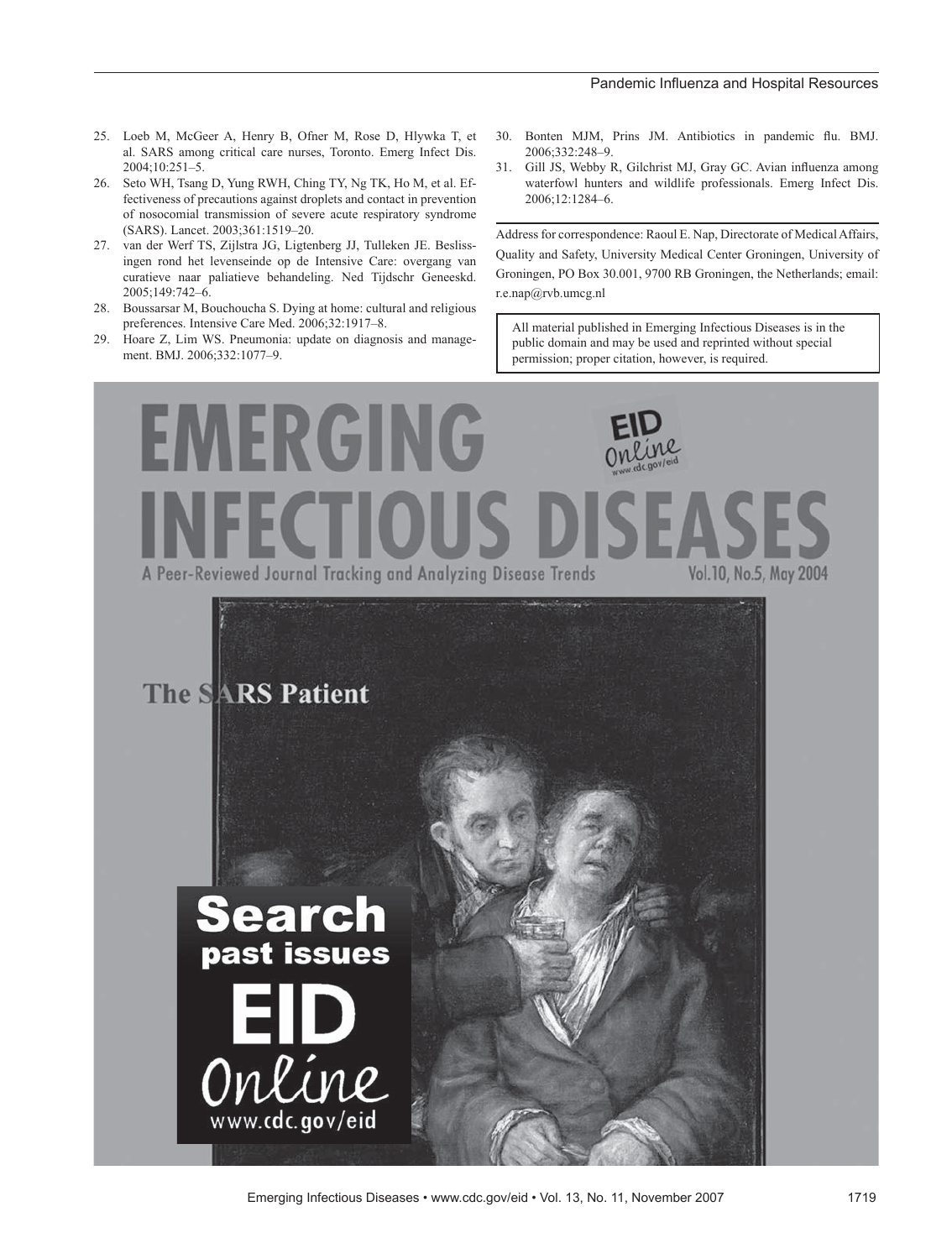25. Loeb M, McGeer A, Henry B, Ofner M, Rose D, Hlywka T, et al. SARS among critical care nurses, Toronto. Emerg Infect Dis. 2004;10:251–5.
26. Seto WH, Tsang D, Yung RWH, Ching TY, Ng TK, Ho M, et al. Effectiveness of precautions against droplets and contact in prevention of nosocomial transmission of severe acute respiratory syndrome (SARS). Lancet. 2003;361:1519–20.
27. van der Werf TS, Zijlstra JG, Ligtenberg JJ, Tulleken JE. Beslissingen rond het levenseinde op de Intensive Care: overgang van curatieve naar paliatieve behandeling. Ned Tijdschr Geneeskd. 2005;149:742–6.
28. Boussarsar M, Bouchoucha S. Dying at home: cultural and religious preferences. Intensive Care Med. 2006;32:1917–8.
29. Hoare Z, Lim WS. Pneumonia: update on diagnosis and management. BMJ. 2006;332:1077–9.
30. Bonten MJM, Prins JM. Antibiotics in pandemic flu. BMJ. 2006;332:248–9.
31. Gill JS, Webby R, Gilchrist MJ, Gray GC. Avian influenza among waterfowl hunters and wildlife professionals. Emerg Infect Dis. 2006;12:1284–6.

Address for correspondence: Raoul E. Nap, Directorate of Medical Affairs, Quality and Safety, University Medical Center Groningen, University of Groningen, PO Box 30.001, 9700 RB Groningen, the Netherlands; email: r.e.nap@rvb.umcg.nl

All material published in Emerging Infectious Diseases is in the public domain and may be used and reprinted without special permission; proper citation, however, is required.

EMERGING INFECTIOUS DISEASES

A Peer-Reviewed Journal Tracking and Analyzing Disease Trends

Vol.10, No.5, May 2004

The SARS Patient

Search past issues

EID Online

www.cdc.gov/eid